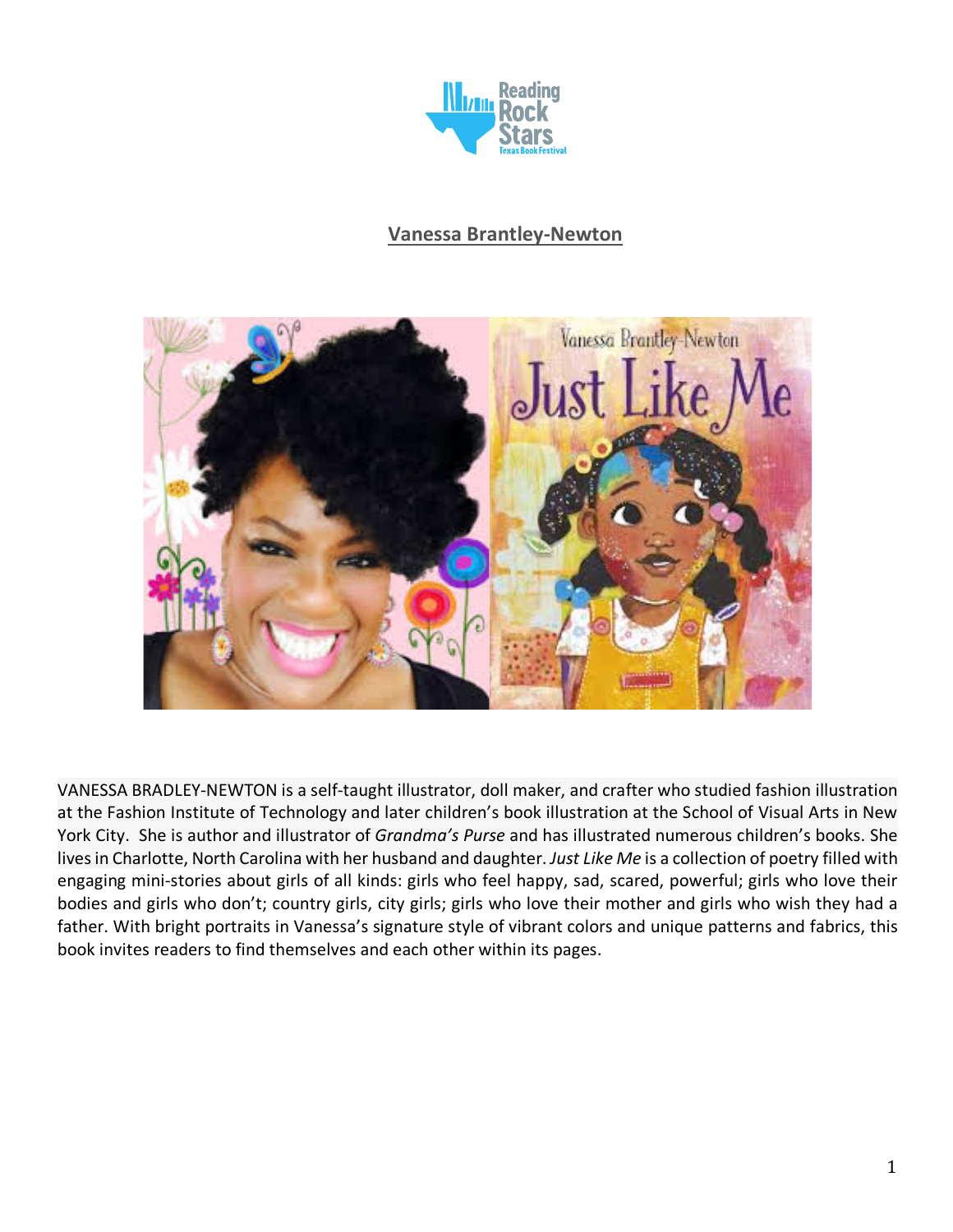## Vanessa Brantley-Newton

VANESSA BRADLEY-NEWTON is a self-taught illustrator, doll maker, and crafter who studied fashion illustration at the Fashion Institute of Technology and later children's book illustration at the School of Visual Arts in New York City. She is author and illustrator of *Grandma's Purse* and has illustrated numerous children's books. She lives in Charlotte, North Carolina with her husband and daughter. *Just Like Me* is a collection of poetry filled with engaging mini-stories about girls of all kinds: girls who feel happy, sad, scared, powerful; girls who love their bodies and girls who don't; country girls, city girls; girls who love their mother and girls who wish they had a father. With bright portraits in Vanessa's signature style of vibrant colors and unique patterns and fabrics, this book invites readers to find themselves and each other within its pages.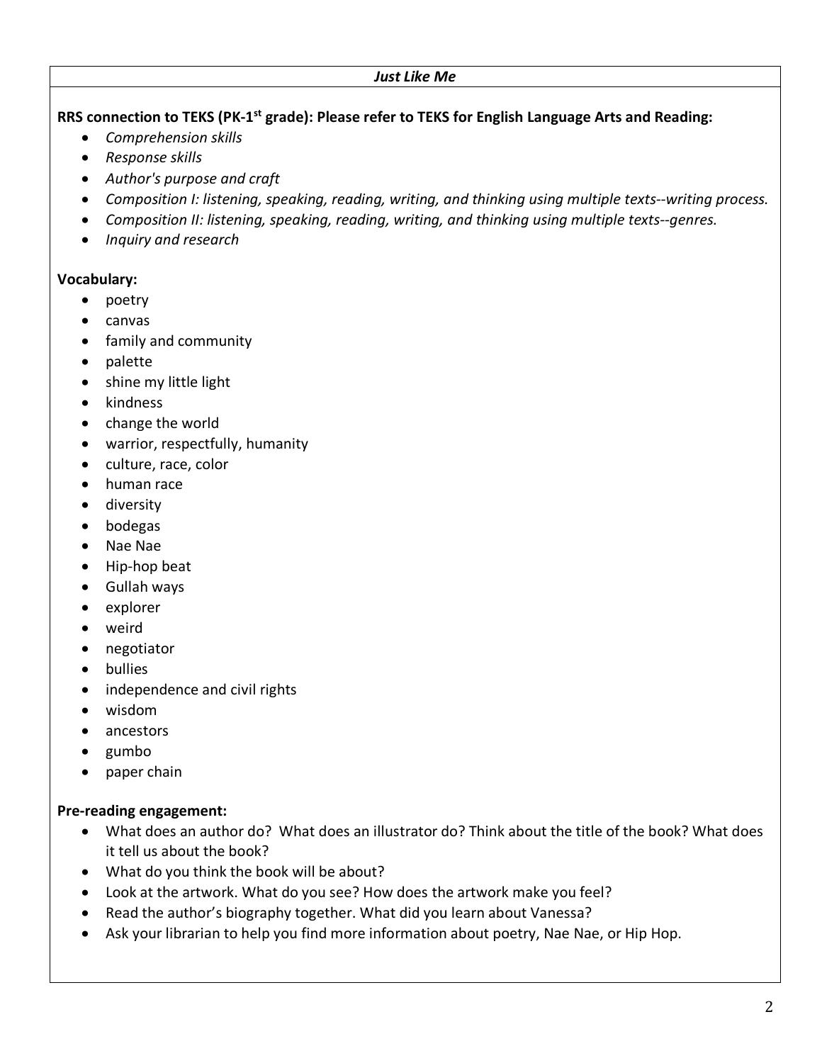***Just Like Me***

**RRS connection to TEKS (PK-1st grade): Please refer to TEKS for English Language Arts and Reading:**

- *Comprehension skills*
- *Response skills*
- *Author's purpose and craft*
- *Composition I: listening, speaking, reading, writing, and thinking using multiple texts--writing process.*
- *Composition II: listening, speaking, reading, writing, and thinking using multiple texts--genres.*
- *Inquiry and research*

**Vocabulary:**

- poetry
- canvas
- family and community
- palette
- shine my little light
- kindness
- change the world
- warrior, respectfully, humanity
- culture, race, color
- human race
- diversity
- bodegas
- Nae Nae
- Hip-hop beat
- Gullah ways
- explorer
- weird
- negotiator
- bullies
- independence and civil rights
- wisdom
- ancestors
- gumbo
- paper chain

**Pre-reading engagement:**

- What does an author do? What does an illustrator do? Think about the title of the book? What does it tell us about the book?
- What do you think the book will be about?
- Look at the artwork. What do you see? How does the artwork make you feel?
- Read the author's biography together. What did you learn about Vanessa?
- Ask your librarian to help you find more information about poetry, Nae Nae, or Hip Hop.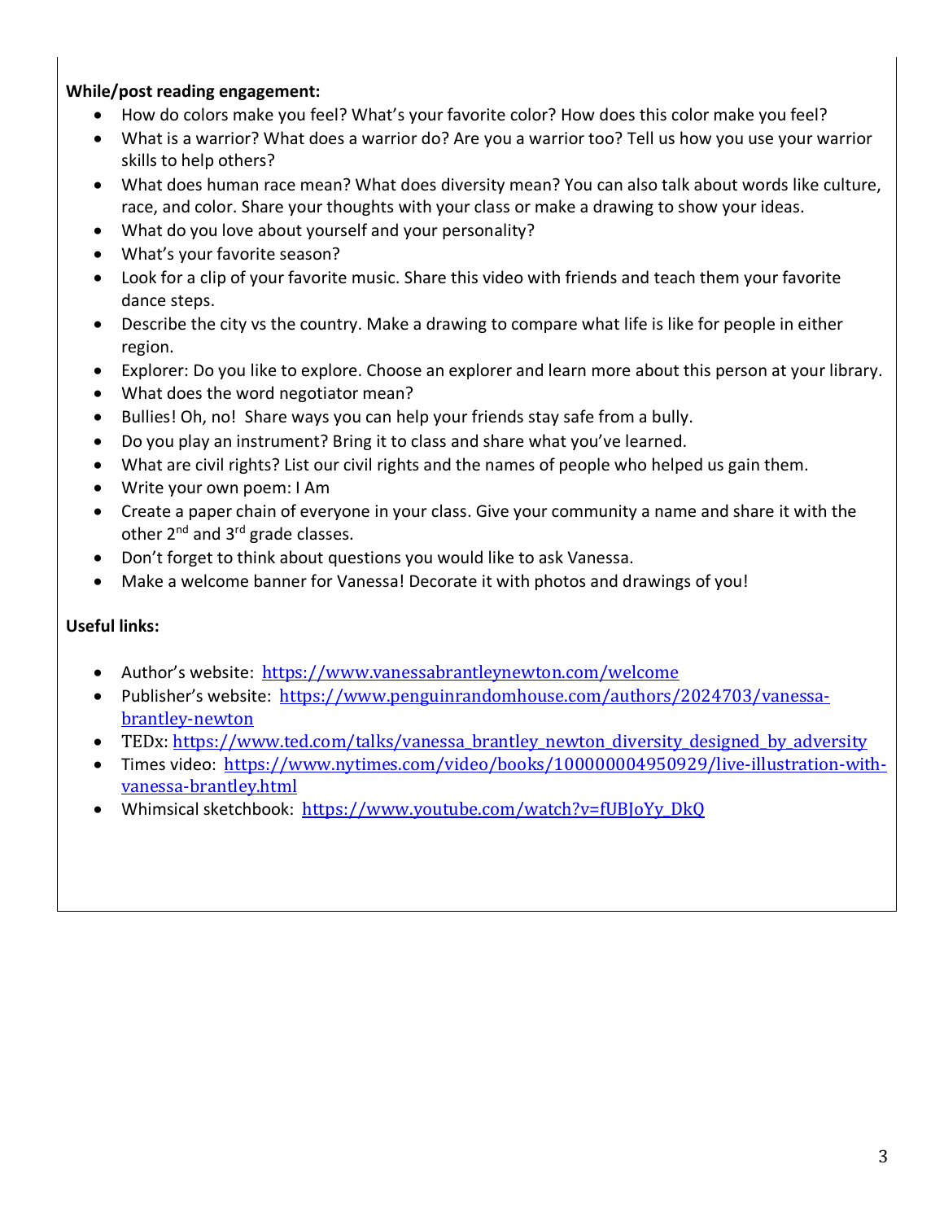**While/post reading engagement:**

- How do colors make you feel? What's your favorite color? How does this color make you feel?
- What is a warrior? What does a warrior do? Are you a warrior too? Tell us how you use your warrior skills to help others?
- What does human race mean? What does diversity mean? You can also talk about words like culture, race, and color. Share your thoughts with your class or make a drawing to show your ideas.
- What do you love about yourself and your personality?
- What's your favorite season?
- Look for a clip of your favorite music. Share this video with friends and teach them your favorite dance steps.
- Describe the city vs the country. Make a drawing to compare what life is like for people in either region.
- Explorer: Do you like to explore. Choose an explorer and learn more about this person at your library.
- What does the word negotiator mean?
- Bullies! Oh, no! Share ways you can help your friends stay safe from a bully.
- Do you play an instrument? Bring it to class and share what you've learned.
- What are civil rights? List our civil rights and the names of people who helped us gain them.
- Write your own poem: I Am
- Create a paper chain of everyone in your class. Give your community a name and share it with the other 2nd and 3rd grade classes.
- Don't forget to think about questions you would like to ask Vanessa.
- Make a welcome banner for Vanessa! Decorate it with photos and drawings of you!

**Useful links:**

- Author's website: https://www.vanessabrantleynewton.com/welcome
- Publisher's website: https://www.penguinrandomhouse.com/authors/2024703/vanessa-brantley-newton
- TEDx: https://www.ted.com/talks/vanessa_brantley_newton_diversity_designed_by_adversity
- Times video: https://www.nytimes.com/video/books/100000004950929/live-illustration-with-vanessa-brantley.html
- Whimsical sketchbook: https://www.youtube.com/watch?v=fUBJoYy_DkQ